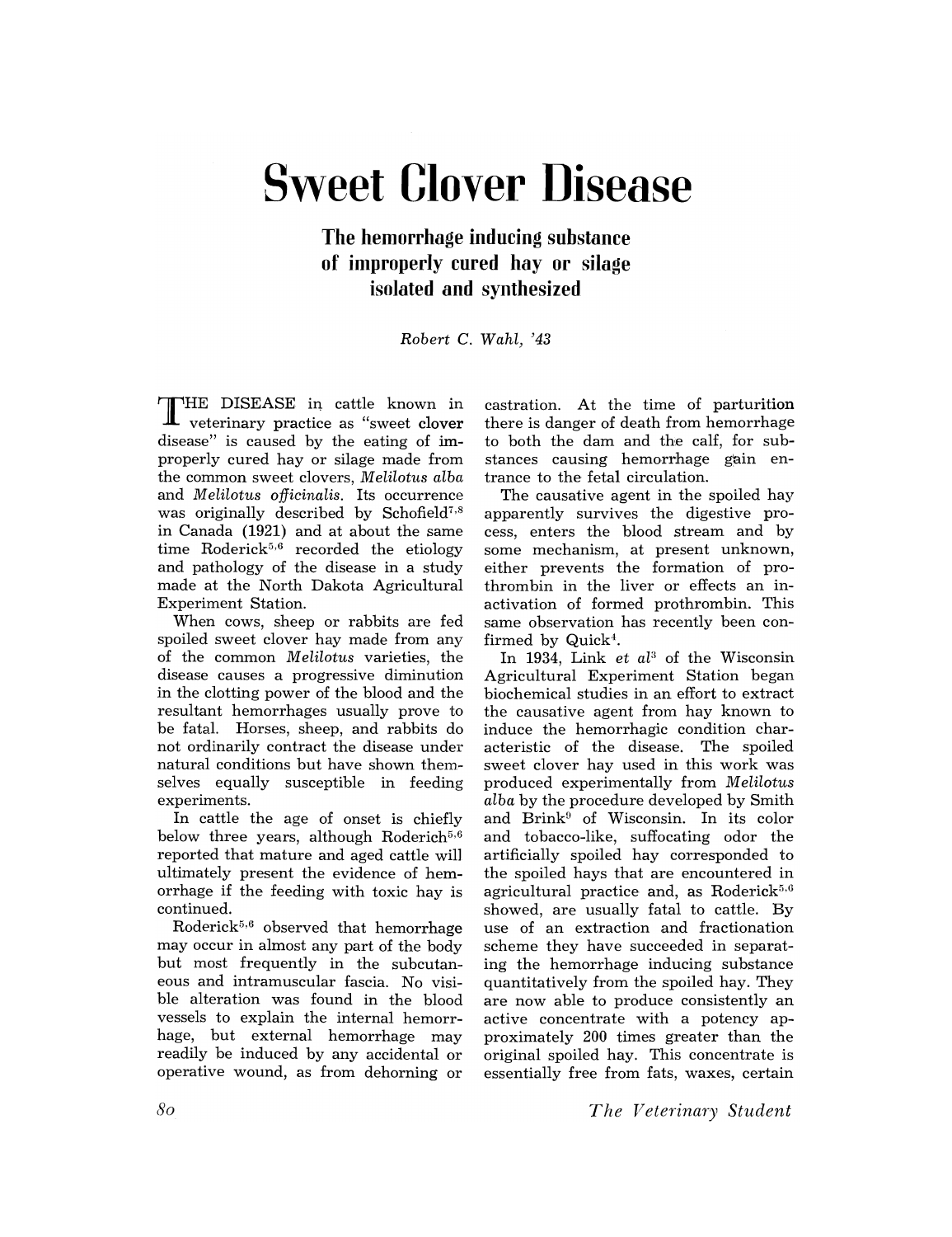# Sweet Clover Disease

## The hemorrhage inducing substance of improperly cured hay or silage isolated and synthesized

*Robert C. Wahl, '43*

THE DISEASE in cattle known in veterinary practice as "sweet clover disease" is caused by the eating of improperly cured hay or silage made from the common sweet clovers, *Melilotus alba* and *Melilotus officinalis*. Its occurrence was originally described by Schofield[7,8] in Canada (1921) and at about the same time Roderick[5,6] recorded the etiology and pathology of the disease in a study made at the North Dakota Agricultural Experiment Station.

When cows, sheep or rabbits are fed spoiled sweet clover hay made from any of the common *Melilotus* varieties, the disease causes a progressive diminution in the clotting power of the blood and the resultant hemorrhages usually prove to be fatal. Horses, sheep, and rabbits do not ordinarily contract the disease under natural conditions but have shown themselves equally susceptible in feeding experiments.

In cattle the age of onset is chiefly below three years, although Roderich[5,6] reported that mature and aged cattle will ultimately present the evidence of hemorrhage if the feeding with toxic hay is continued.

Roderick[5,6] observed that hemorrhage may occur in almost any part of the body but most frequently in the subcutaneous and intramuscular fascia. No visible alteration was found in the blood vessels to explain the internal hemorrhage, but external hemorrhage may readily be induced by any accidental or operative wound, as from dehorning or castration. At the time of parturition there is danger of death from hemorrhage to both the dam and the calf, for substances causing hemorrhage gain entrance to the fetal circulation.

The causative agent in the spoiled hay apparently survives the digestive process, enters the blood stream and by some mechanism, at present unknown, either prevents the formation of prothrombin in the liver or effects an inactivation of formed prothrombin. This same observation has recently been confirmed by Quick[4].

In 1934, Link *et al*[3] of the Wisconsin Agricultural Experiment Station began biochemical studies in an effort to extract the causative agent from hay known to induce the hemorrhagic condition characteristic of the disease. The spoiled sweet clover hay used in this work was produced experimentally from *Melilotus alba* by the procedure developed by Smith and Brink[9] of Wisconsin. In its color and tobacco-like, suffocating odor the artificially spoiled hay corresponded to the spoiled hays that are encountered in agricultural practice and, as Roderick[5,6] showed, are usually fatal to cattle. By use of an extraction and fractionation scheme they have succeeded in separating the hemorrhage inducing substance quantitatively from the spoiled hay. They are now able to produce consistently an active concentrate with a potency approximately 200 times greater than the original spoiled hay. This concentrate is essentially free from fats, waxes, certain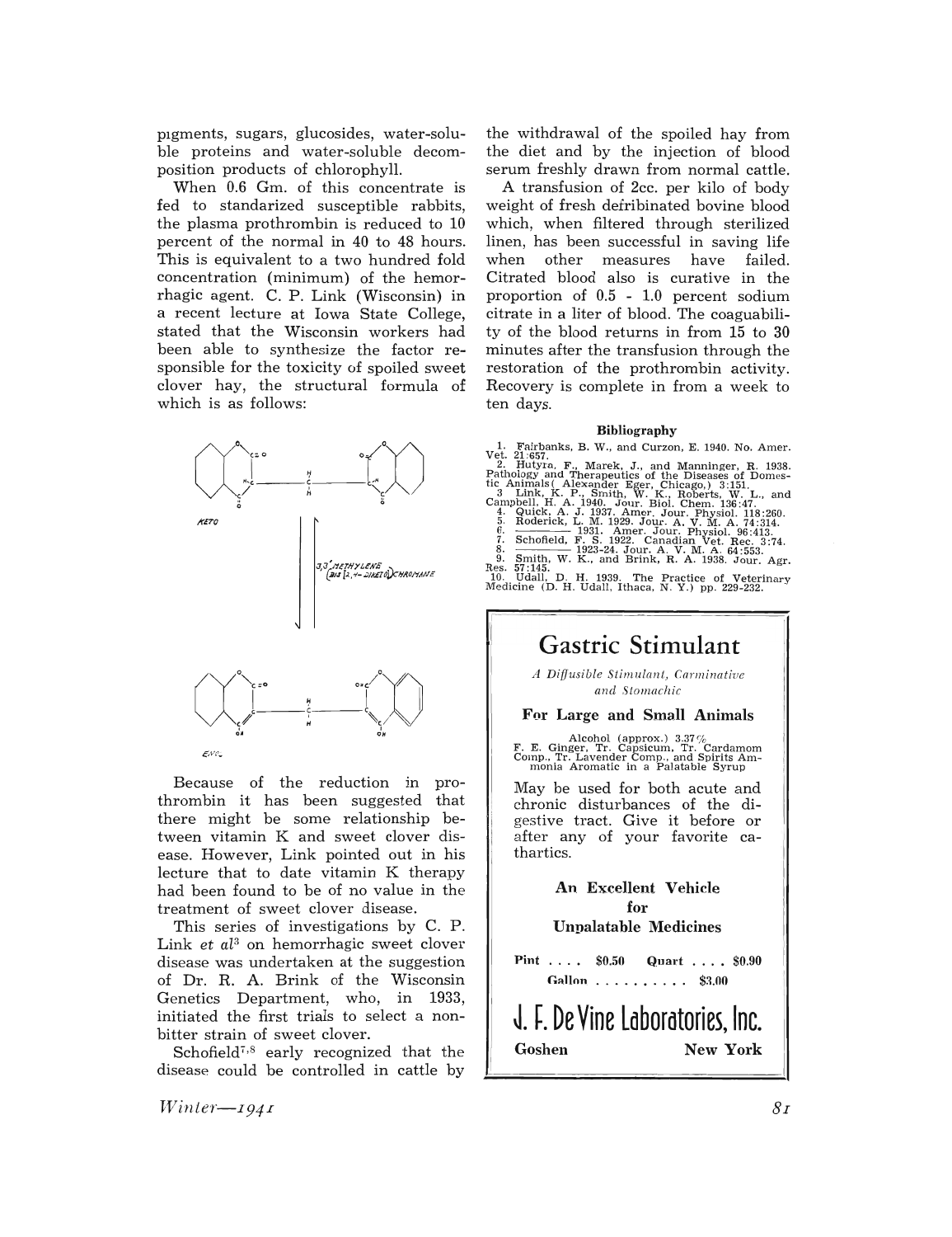pigments, sugars, glucosides, water-soluble proteins and water-soluble decomposition products of chlorophyll.

When 0.6 Gm. of this concentrate is fed to standarized susceptible rabbits, the plasma prothrombin is reduced to 10 percent of the normal in 40 to 48 hours. This is equivalent to a two hundred fold concentration (minimum) of the hemorrhagic agent. C. P. Link (Wisconsin) in a recent lecture at Iowa State College, stated that the Wisconsin workers had been able to synthesize the factor responsible for the toxicity of spoiled sweet clover hay, the structural formula of which is as follows:

KETO

3,3'-METHYLENE (BIS [2,4-DIKETO]CHROMANE

ENOL

Because of the reduction in prothrombin it has been suggested that there might be some relationship between vitamin K and sweet clover disease. However, Link pointed out in his lecture that to date vitamin K therapy had been found to be of no value in the treatment of sweet clover disease.

This series of investigations by C. P. Link *et al*[3] on hemorrhagic sweet clover disease was undertaken at the suggestion of Dr. R. A. Brink of the Wisconsin Genetics Department, who, in 1933, initiated the first trials to select a non-bitter strain of sweet clover.

Schofield[7,8] early recognized that the disease could be controlled in cattle by the withdrawal of the spoiled hay from the diet and by the injection of blood serum freshly drawn from normal cattle.

A transfusion of 2cc. per kilo of body weight of fresh defribinated bovine blood which, when filtered through sterilized linen, has been successful in saving life when other measures have failed. Citrated blood also is curative in the proportion of 0.5 - 1.0 percent sodium citrate in a liter of blood. The coaguability of the blood returns in from 15 to 30 minutes after the transfusion through the restoration of the prothrombin activity. Recovery is complete in from a week to ten days.

### Bibliography

1. Fairbanks, B. W., and Curzon, E. 1940. No. Amer. Vet. 21:657.
2. Hutyra, F., Marek, J., and Manninger, R. 1938. Pathology and Therapeutics of the Diseases of Domestic Animals( Alexander Eger, Chicago,) 3:151.
3. Link, K. P., Smith, W. K., Roberts, W. L., and Campbell, H. A. 1940. Jour. Biol. Chem. 136:47.
4. Quick, A. J. 1937. Amer. Jour. Physiol. 118:260.
5. Roderick, L. M. 1929. Jour. A. V. M. A. 74:314.
6. ——— 1931. Amer. Jour. Physiol. 96:413.
7. Schofield, F. S. 1922. Canadian Vet. Rec. 3:74.
8. ——— 1923-24. Jour. A. V. M. A. 64:553.
9. Smith, W. K., and Brink, R. A. 1938. Jour. Agr. Res. 57:145.
10. Udall, D. H. 1939. The Practice of Veterinary Medicine (D. H. Udall, Ithaca, N. Y.) pp. 229-232.

## Gastric Stimulant

*A Diffusible Stimulant, Carminative and Stomachic*

**For Large and Small Animals**

Alcohol (approx.) 3.37%
F. E. Ginger, Tr. Capsicum, Tr. Cardamom Comp., Tr. Lavender Comp., and Spirits Ammonia Aromatic in a Palatable Syrup

May be used for both acute and chronic disturbances of the digestive tract. Give it before or after any of your favorite cathartics.

**An Excellent Vehicle for Unpalatable Medicines**

Pint .... $0.50 Quart .... $0.90
Gallon .......... $3.00

**J. F. DeVine Laboratories, Inc.**

**Goshen** **New York**